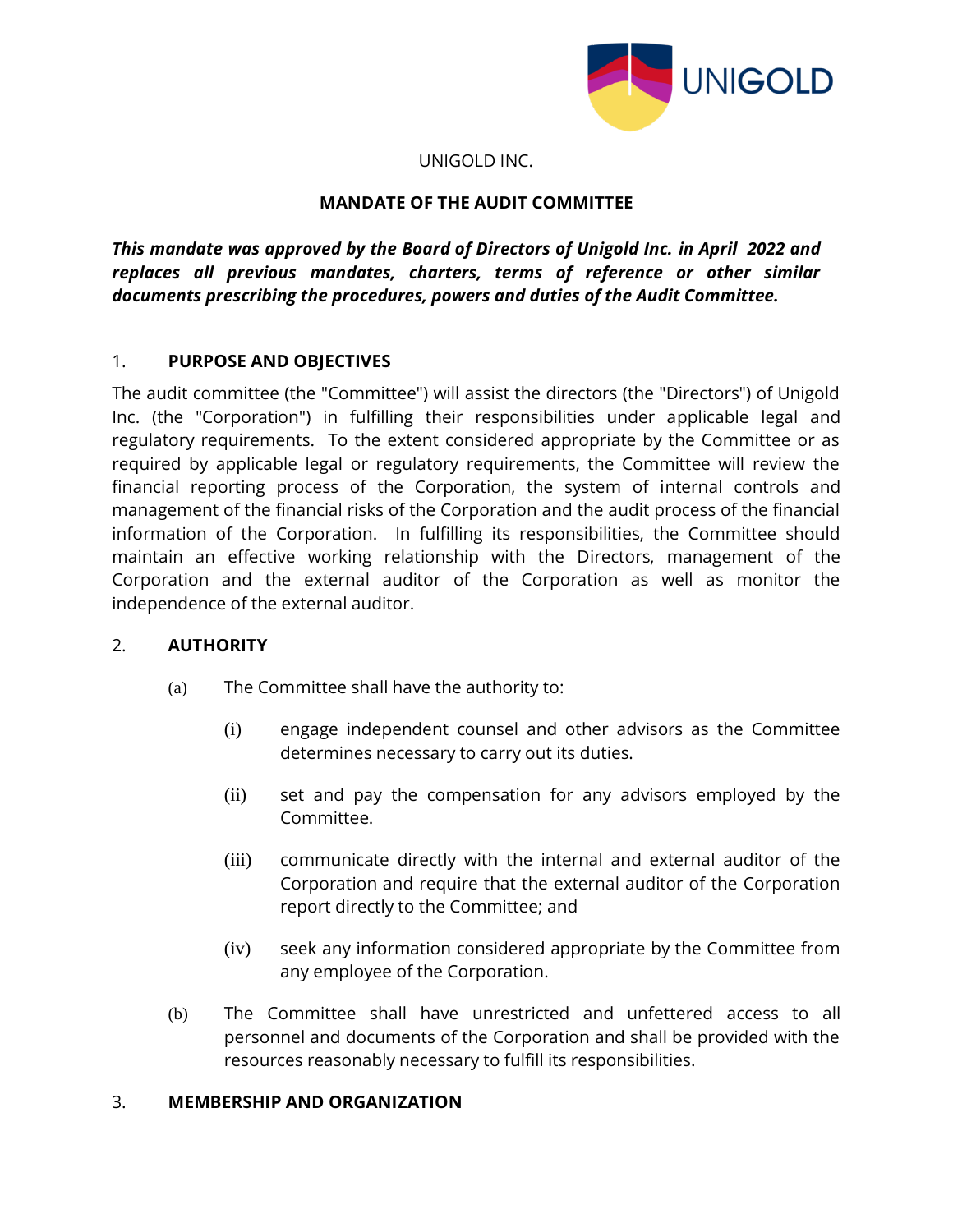UNIGOLD INC.

**MANDATE OF THE AUDIT COMMITTEE**

***This mandate was approved by the Board of Directors of Unigold Inc. in April 2022 and replaces all previous mandates, charters, terms of reference or other similar documents prescribing the procedures, powers and duties of the Audit Committee.***

## 1. PURPOSE AND OBJECTIVES

The audit committee (the "Committee") will assist the directors (the "Directors") of Unigold Inc. (the "Corporation") in fulfilling their responsibilities under applicable legal and regulatory requirements. To the extent considered appropriate by the Committee or as required by applicable legal or regulatory requirements, the Committee will review the financial reporting process of the Corporation, the system of internal controls and management of the financial risks of the Corporation and the audit process of the financial information of the Corporation. In fulfilling its responsibilities, the Committee should maintain an effective working relationship with the Directors, management of the Corporation and the external auditor of the Corporation as well as monitor the independence of the external auditor.

## 2. AUTHORITY

(a) The Committee shall have the authority to:

   (i) engage independent counsel and other advisors as the Committee determines necessary to carry out its duties.

   (ii) set and pay the compensation for any advisors employed by the Committee.

   (iii) communicate directly with the internal and external auditor of the Corporation and require that the external auditor of the Corporation report directly to the Committee; and

   (iv) seek any information considered appropriate by the Committee from any employee of the Corporation.

(b) The Committee shall have unrestricted and unfettered access to all personnel and documents of the Corporation and shall be provided with the resources reasonably necessary to fulfill its responsibilities.

## 3. MEMBERSHIP AND ORGANIZATION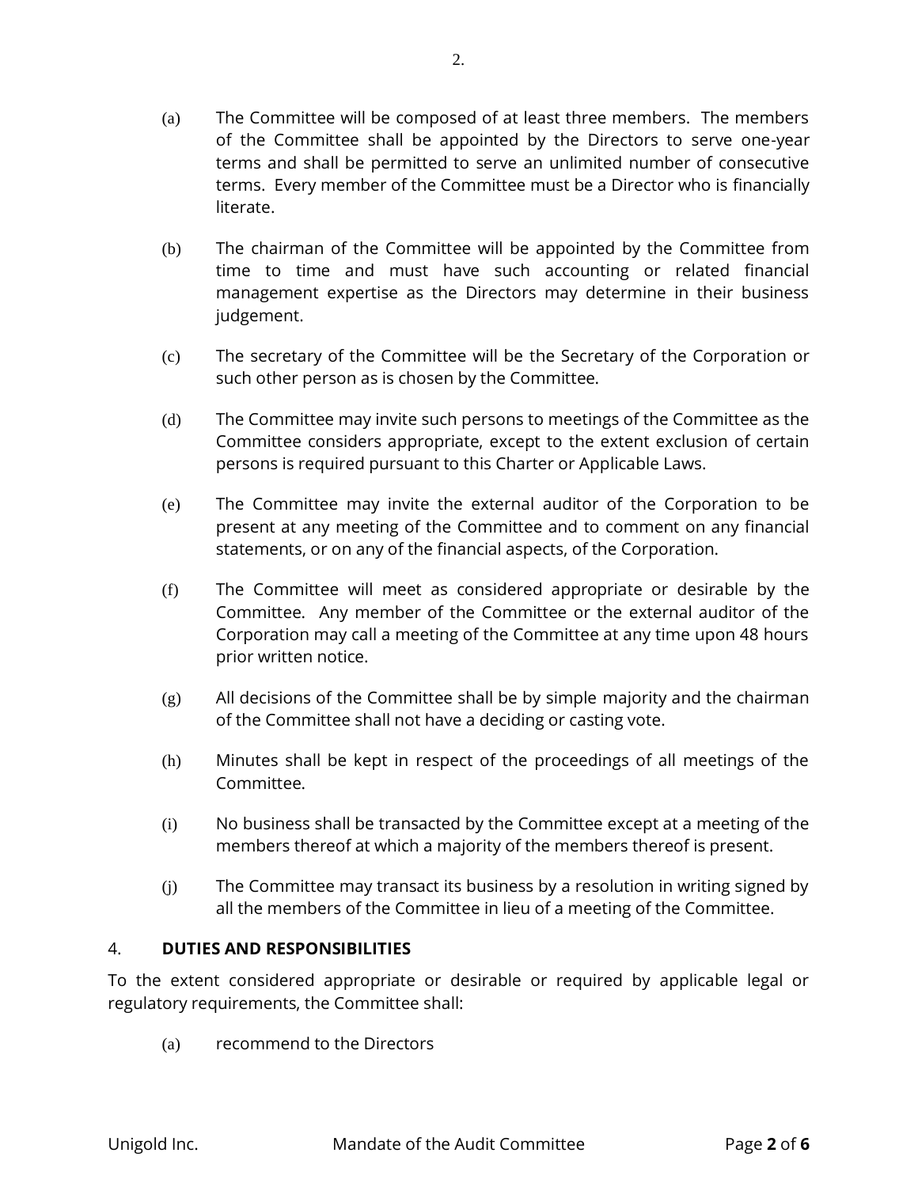(a) The Committee will be composed of at least three members. The members of the Committee shall be appointed by the Directors to serve one-year terms and shall be permitted to serve an unlimited number of consecutive terms. Every member of the Committee must be a Director who is financially literate.

(b) The chairman of the Committee will be appointed by the Committee from time to time and must have such accounting or related financial management expertise as the Directors may determine in their business judgement.

(c) The secretary of the Committee will be the Secretary of the Corporation or such other person as is chosen by the Committee.

(d) The Committee may invite such persons to meetings of the Committee as the Committee considers appropriate, except to the extent exclusion of certain persons is required pursuant to this Charter or Applicable Laws.

(e) The Committee may invite the external auditor of the Corporation to be present at any meeting of the Committee and to comment on any financial statements, or on any of the financial aspects, of the Corporation.

(f) The Committee will meet as considered appropriate or desirable by the Committee. Any member of the Committee or the external auditor of the Corporation may call a meeting of the Committee at any time upon 48 hours prior written notice.

(g) All decisions of the Committee shall be by simple majority and the chairman of the Committee shall not have a deciding or casting vote.

(h) Minutes shall be kept in respect of the proceedings of all meetings of the Committee.

(i) No business shall be transacted by the Committee except at a meeting of the members thereof at which a majority of the members thereof is present.

(j) The Committee may transact its business by a resolution in writing signed by all the members of the Committee in lieu of a meeting of the Committee.

## 4. DUTIES AND RESPONSIBILITIES

To the extent considered appropriate or desirable or required by applicable legal or regulatory requirements, the Committee shall:

(a) recommend to the Directors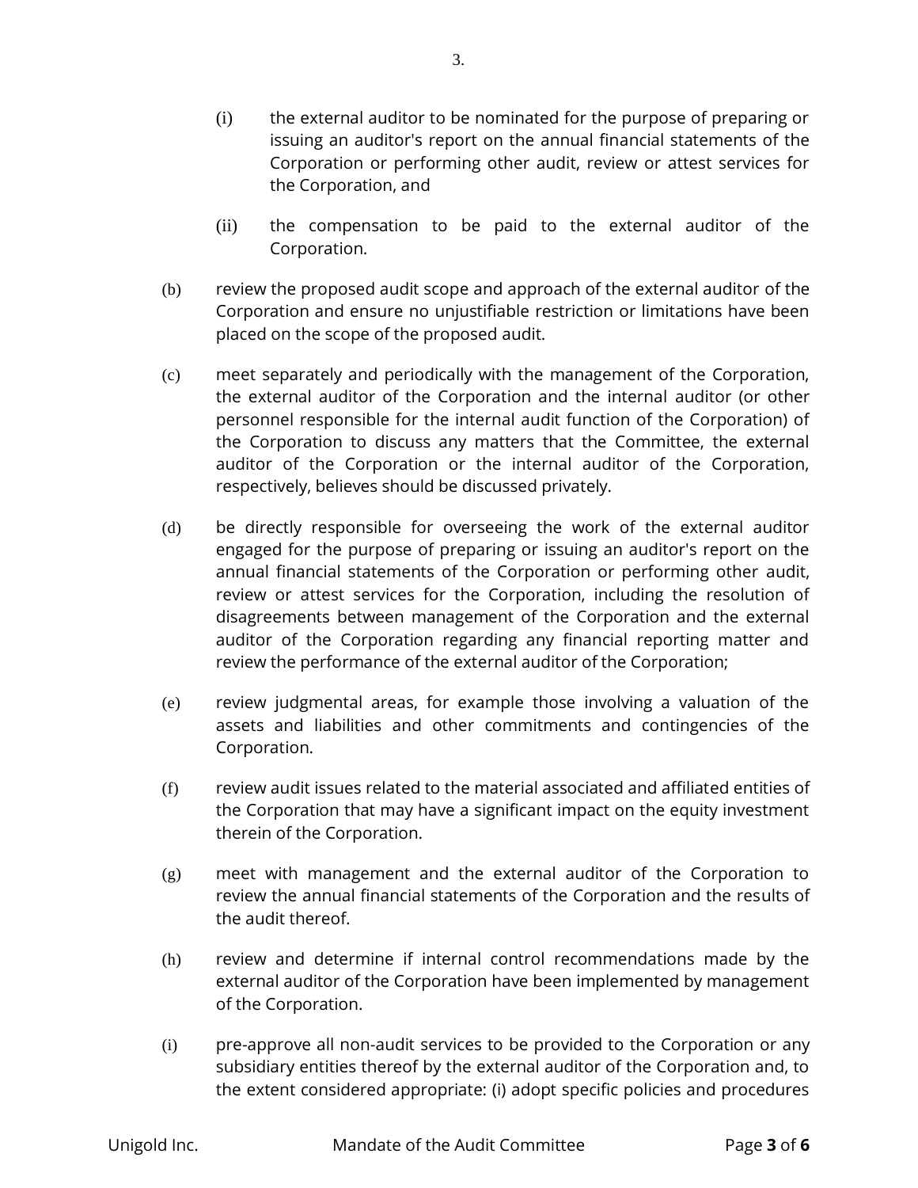(i) the external auditor to be nominated for the purpose of preparing or issuing an auditor's report on the annual financial statements of the Corporation or performing other audit, review or attest services for the Corporation, and

(ii) the compensation to be paid to the external auditor of the Corporation.

(b) review the proposed audit scope and approach of the external auditor of the Corporation and ensure no unjustifiable restriction or limitations have been placed on the scope of the proposed audit.

(c) meet separately and periodically with the management of the Corporation, the external auditor of the Corporation and the internal auditor (or other personnel responsible for the internal audit function of the Corporation) of the Corporation to discuss any matters that the Committee, the external auditor of the Corporation or the internal auditor of the Corporation, respectively, believes should be discussed privately.

(d) be directly responsible for overseeing the work of the external auditor engaged for the purpose of preparing or issuing an auditor's report on the annual financial statements of the Corporation or performing other audit, review or attest services for the Corporation, including the resolution of disagreements between management of the Corporation and the external auditor of the Corporation regarding any financial reporting matter and review the performance of the external auditor of the Corporation;

(e) review judgmental areas, for example those involving a valuation of the assets and liabilities and other commitments and contingencies of the Corporation.

(f) review audit issues related to the material associated and affiliated entities of the Corporation that may have a significant impact on the equity investment therein of the Corporation.

(g) meet with management and the external auditor of the Corporation to review the annual financial statements of the Corporation and the results of the audit thereof.

(h) review and determine if internal control recommendations made by the external auditor of the Corporation have been implemented by management of the Corporation.

(i) pre-approve all non-audit services to be provided to the Corporation or any subsidiary entities thereof by the external auditor of the Corporation and, to the extent considered appropriate: (i) adopt specific policies and procedures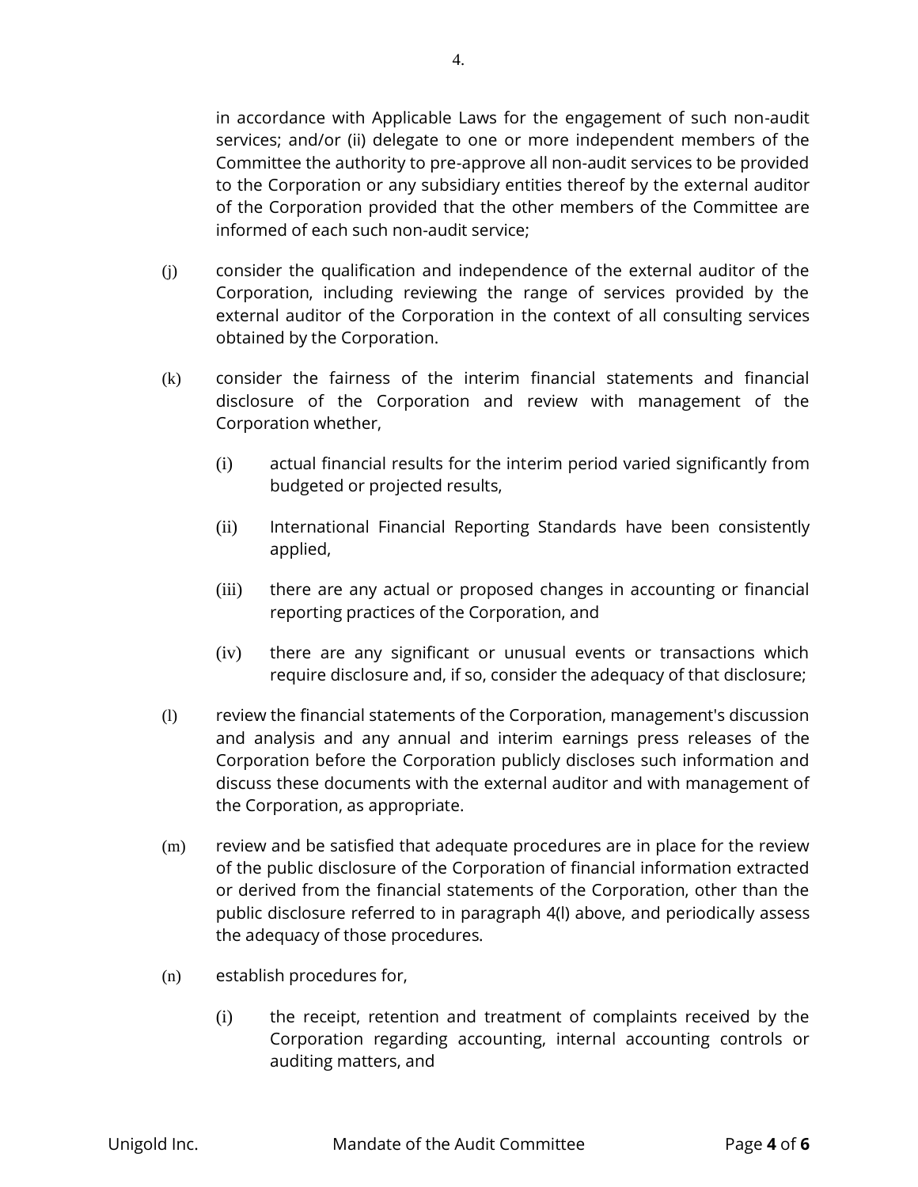in accordance with Applicable Laws for the engagement of such non-audit services; and/or (ii) delegate to one or more independent members of the Committee the authority to pre-approve all non-audit services to be provided to the Corporation or any subsidiary entities thereof by the external auditor of the Corporation provided that the other members of the Committee are informed of each such non-audit service;

(j) consider the qualification and independence of the external auditor of the Corporation, including reviewing the range of services provided by the external auditor of the Corporation in the context of all consulting services obtained by the Corporation.

(k) consider the fairness of the interim financial statements and financial disclosure of the Corporation and review with management of the Corporation whether,

  (i) actual financial results for the interim period varied significantly from budgeted or projected results,

  (ii) International Financial Reporting Standards have been consistently applied,

  (iii) there are any actual or proposed changes in accounting or financial reporting practices of the Corporation, and

  (iv) there are any significant or unusual events or transactions which require disclosure and, if so, consider the adequacy of that disclosure;

(l) review the financial statements of the Corporation, management's discussion and analysis and any annual and interim earnings press releases of the Corporation before the Corporation publicly discloses such information and discuss these documents with the external auditor and with management of the Corporation, as appropriate.

(m) review and be satisfied that adequate procedures are in place for the review of the public disclosure of the Corporation of financial information extracted or derived from the financial statements of the Corporation, other than the public disclosure referred to in paragraph 4(l) above, and periodically assess the adequacy of those procedures.

(n) establish procedures for,

  (i) the receipt, retention and treatment of complaints received by the Corporation regarding accounting, internal accounting controls or auditing matters, and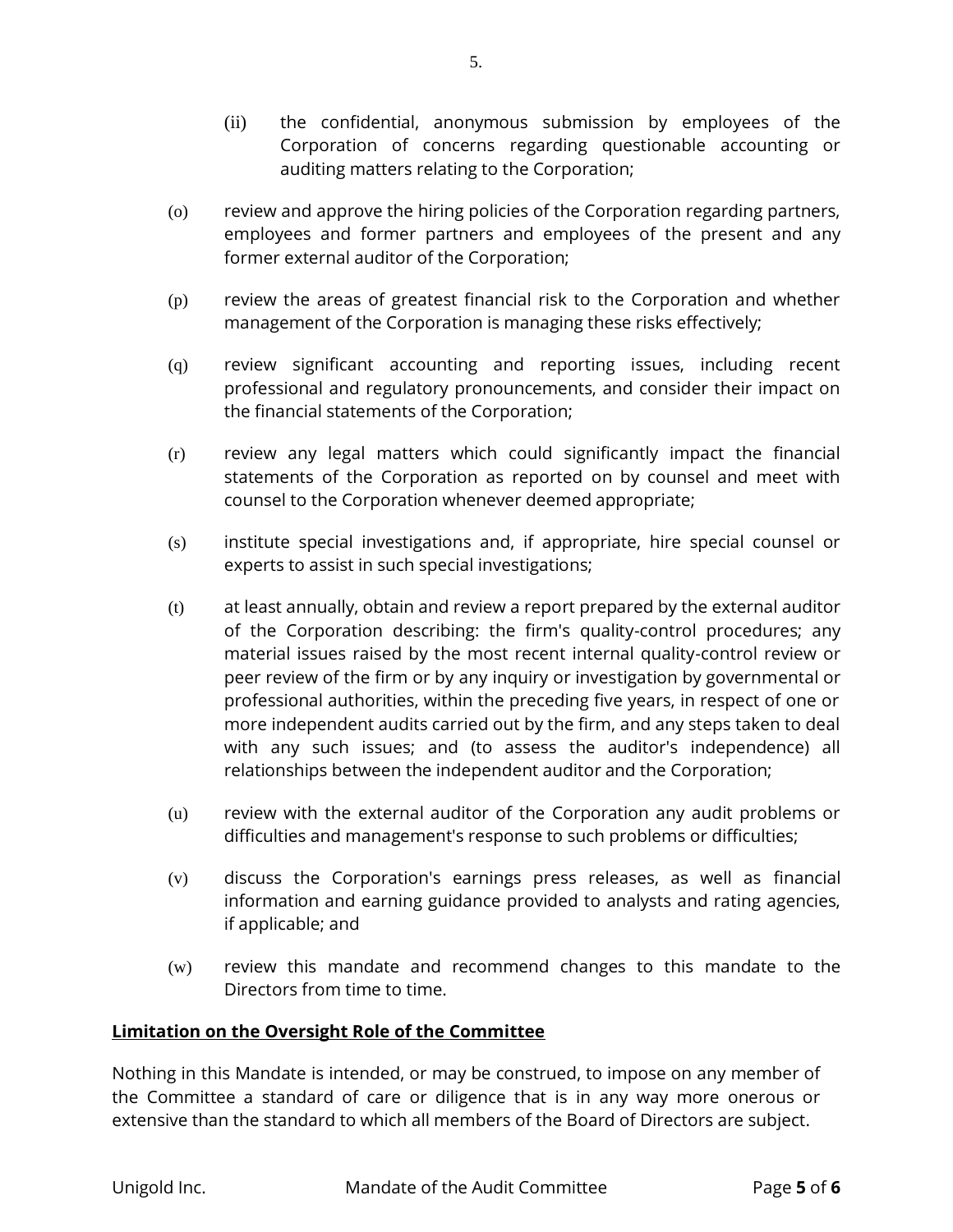(ii) the confidential, anonymous submission by employees of the Corporation of concerns regarding questionable accounting or auditing matters relating to the Corporation;

(o) review and approve the hiring policies of the Corporation regarding partners, employees and former partners and employees of the present and any former external auditor of the Corporation;

(p) review the areas of greatest financial risk to the Corporation and whether management of the Corporation is managing these risks effectively;

(q) review significant accounting and reporting issues, including recent professional and regulatory pronouncements, and consider their impact on the financial statements of the Corporation;

(r) review any legal matters which could significantly impact the financial statements of the Corporation as reported on by counsel and meet with counsel to the Corporation whenever deemed appropriate;

(s) institute special investigations and, if appropriate, hire special counsel or experts to assist in such special investigations;

(t) at least annually, obtain and review a report prepared by the external auditor of the Corporation describing: the firm's quality-control procedures; any material issues raised by the most recent internal quality-control review or peer review of the firm or by any inquiry or investigation by governmental or professional authorities, within the preceding five years, in respect of one or more independent audits carried out by the firm, and any steps taken to deal with any such issues; and (to assess the auditor's independence) all relationships between the independent auditor and the Corporation;

(u) review with the external auditor of the Corporation any audit problems or difficulties and management's response to such problems or difficulties;

(v) discuss the Corporation's earnings press releases, as well as financial information and earning guidance provided to analysts and rating agencies, if applicable; and

(w) review this mandate and recommend changes to this mandate to the Directors from time to time.

**<u>Limitation on the Oversight Role of the Committee</u>**

Nothing in this Mandate is intended, or may be construed, to impose on any member of the Committee a standard of care or diligence that is in any way more onerous or extensive than the standard to which all members of the Board of Directors are subject.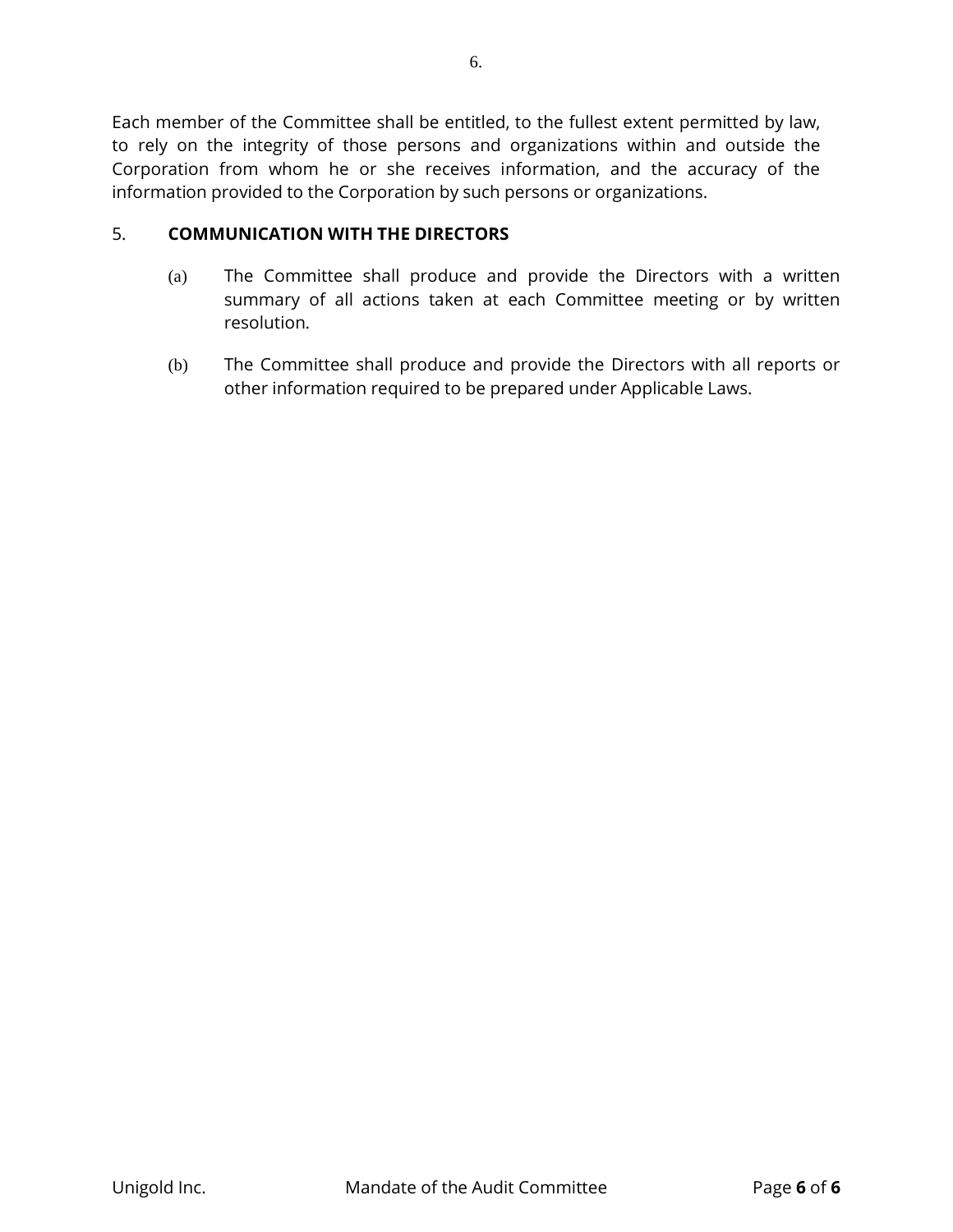Each member of the Committee shall be entitled, to the fullest extent permitted by law, to rely on the integrity of those persons and organizations within and outside the Corporation from whom he or she receives information, and the accuracy of the information provided to the Corporation by such persons or organizations.

## 5. COMMUNICATION WITH THE DIRECTORS

(a) The Committee shall produce and provide the Directors with a written summary of all actions taken at each Committee meeting or by written resolution.

(b) The Committee shall produce and provide the Directors with all reports or other information required to be prepared under Applicable Laws.